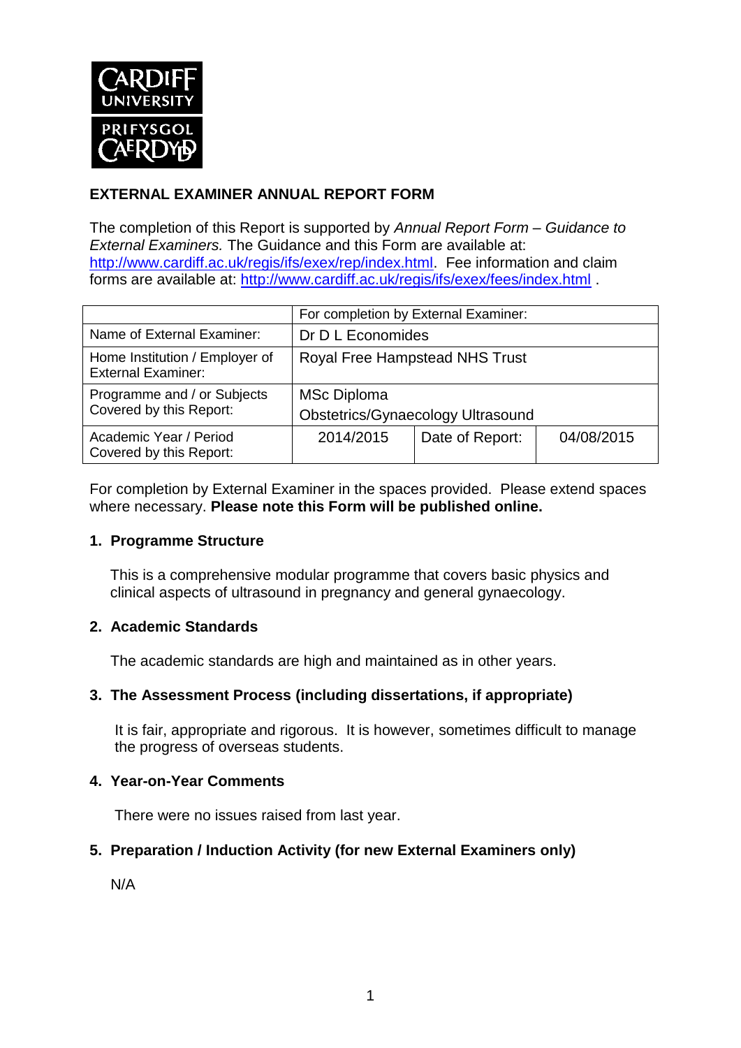**CARDIFF UNIVERSITY**
**PRIFYSGOL CAERDYDD**

## EXTERNAL EXAMINER ANNUAL REPORT FORM

The completion of this Report is supported by *Annual Report Form – Guidance to External Examiners.* The Guidance and this Form are available at: http://www.cardiff.ac.uk/regis/ifs/exex/rep/index.html. Fee information and claim forms are available at: http://www.cardiff.ac.uk/regis/ifs/exex/fees/index.html .

| | For completion by External Examiner: | | |
|---|---|---|---|
| Name of External Examiner: | Dr D L Economides | | |
| Home Institution / Employer of External Examiner: | Royal Free Hampstead NHS Trust | | |
| Programme and / or Subjects Covered by this Report: | MSc Diploma<br>Obstetrics/Gynaecology Ultrasound | | |
| Academic Year / Period Covered by this Report: | 2014/2015 | Date of Report: | 04/08/2015 |

For completion by External Examiner in the spaces provided. Please extend spaces where necessary. **Please note this Form will be published online.**

### 1. Programme Structure

This is a comprehensive modular programme that covers basic physics and clinical aspects of ultrasound in pregnancy and general gynaecology.

### 2. Academic Standards

The academic standards are high and maintained as in other years.

### 3. The Assessment Process (including dissertations, if appropriate)

It is fair, appropriate and rigorous. It is however, sometimes difficult to manage the progress of overseas students.

### 4. Year-on-Year Comments

There were no issues raised from last year.

### 5. Preparation / Induction Activity (for new External Examiners only)

N/A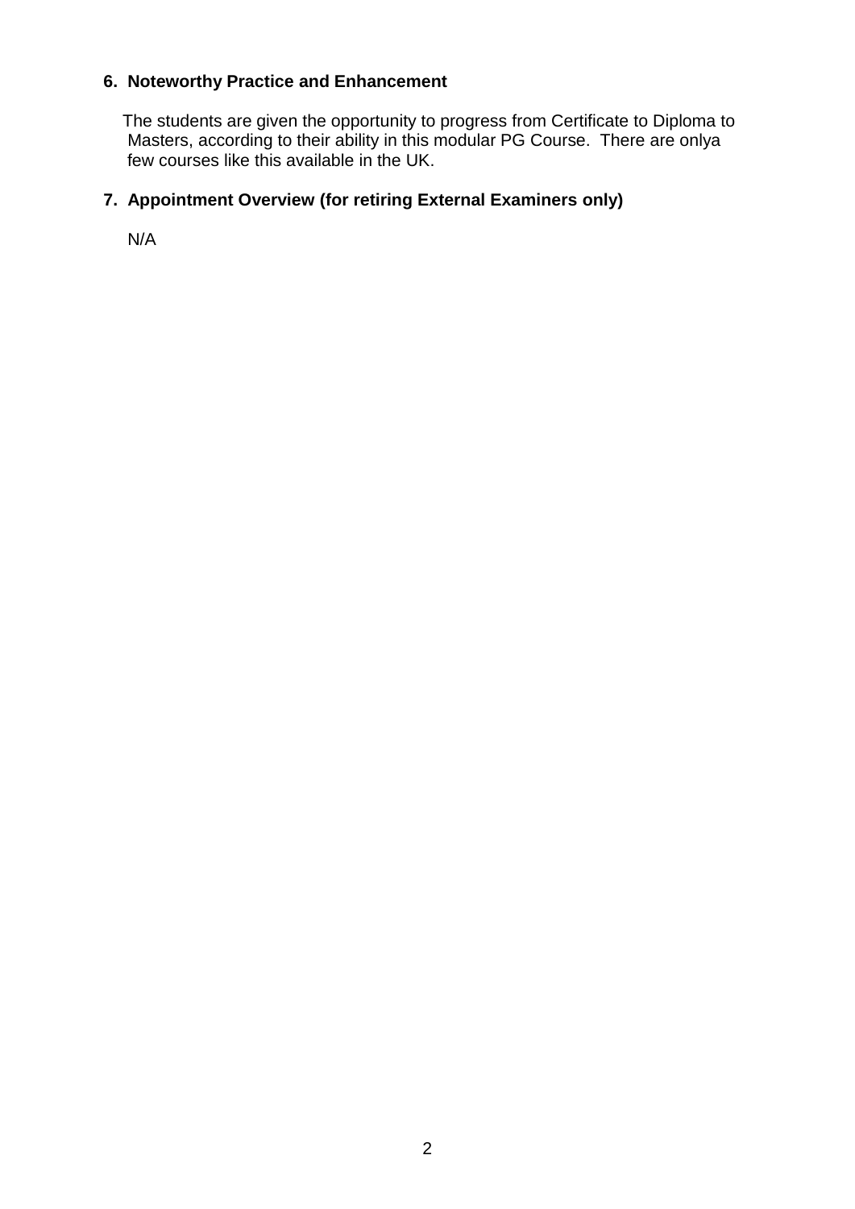**6. Noteworthy Practice and Enhancement**

The students are given the opportunity to progress from Certificate to Diploma to Masters, according to their ability in this modular PG Course. There are onlya few courses like this available in the UK.

**7. Appointment Overview (for retiring External Examiners only)**

N/A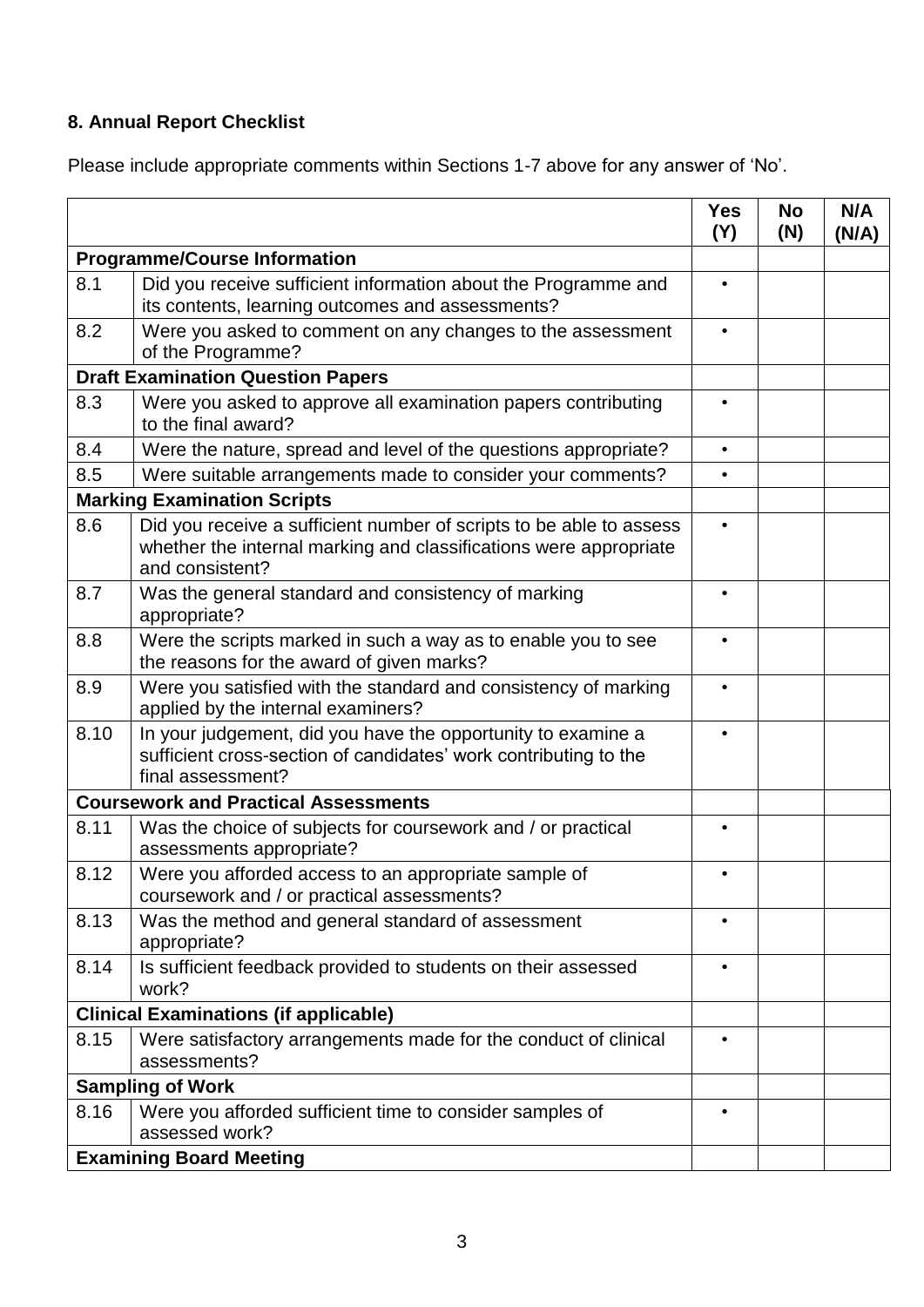## 8. Annual Report Checklist

Please include appropriate comments within Sections 1-7 above for any answer of 'No'.

| | | Yes (Y) | No (N) | N/A (N/A) |
|---|---|---|---|---|
| **Programme/Course Information** | | | | |
| 8.1 | Did you receive sufficient information about the Programme and its contents, learning outcomes and assessments? | • | | |
| 8.2 | Were you asked to comment on any changes to the assessment of the Programme? | • | | |
| **Draft Examination Question Papers** | | | | |
| 8.3 | Were you asked to approve all examination papers contributing to the final award? | • | | |
| 8.4 | Were the nature, spread and level of the questions appropriate? | • | | |
| 8.5 | Were suitable arrangements made to consider your comments? | • | | |
| **Marking Examination Scripts** | | | | |
| 8.6 | Did you receive a sufficient number of scripts to be able to assess whether the internal marking and classifications were appropriate and consistent? | • | | |
| 8.7 | Was the general standard and consistency of marking appropriate? | • | | |
| 8.8 | Were the scripts marked in such a way as to enable you to see the reasons for the award of given marks? | • | | |
| 8.9 | Were you satisfied with the standard and consistency of marking applied by the internal examiners? | • | | |
| 8.10 | In your judgement, did you have the opportunity to examine a sufficient cross-section of candidates' work contributing to the final assessment? | • | | |
| **Coursework and Practical Assessments** | | | | |
| 8.11 | Was the choice of subjects for coursework and / or practical assessments appropriate? | • | | |
| 8.12 | Were you afforded access to an appropriate sample of coursework and / or practical assessments? | • | | |
| 8.13 | Was the method and general standard of assessment appropriate? | • | | |
| 8.14 | Is sufficient feedback provided to students on their assessed work? | • | | |
| **Clinical Examinations (if applicable)** | | | | |
| 8.15 | Were satisfactory arrangements made for the conduct of clinical assessments? | • | | |
| **Sampling of Work** | | | | |
| 8.16 | Were you afforded sufficient time to consider samples of assessed work? | • | | |
| **Examining Board Meeting** | | | | |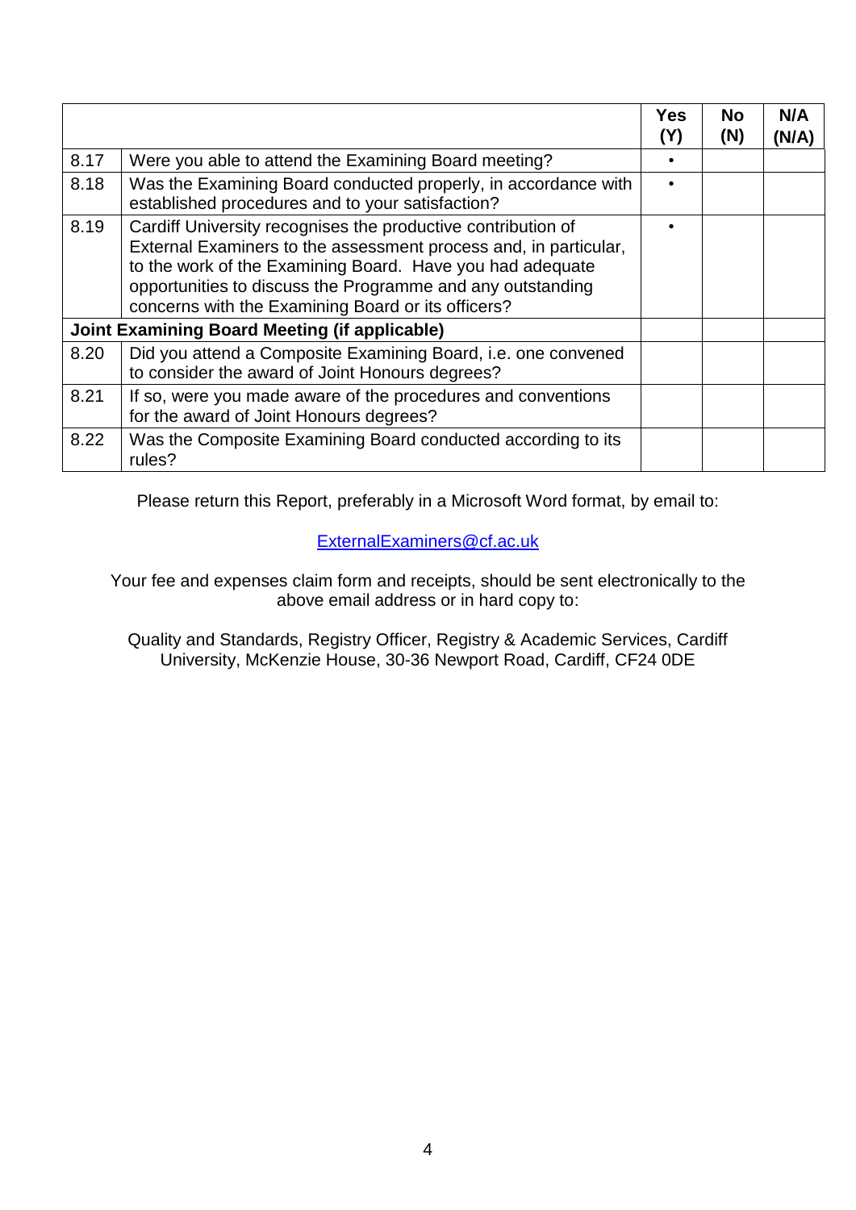| | | Yes (Y) | No (N) | N/A (N/A) |
|---|---|---|---|---|
| 8.17 | Were you able to attend the Examining Board meeting? | • | | |
| 8.18 | Was the Examining Board conducted properly, in accordance with established procedures and to your satisfaction? | • | | |
| 8.19 | Cardiff University recognises the productive contribution of External Examiners to the assessment process and, in particular, to the work of the Examining Board. Have you had adequate opportunities to discuss the Programme and any outstanding concerns with the Examining Board or its officers? | • | | |
| **Joint Examining Board Meeting (if applicable)** | | | | |
| 8.20 | Did you attend a Composite Examining Board, i.e. one convened to consider the award of Joint Honours degrees? | | | |
| 8.21 | If so, were you made aware of the procedures and conventions for the award of Joint Honours degrees? | | | |
| 8.22 | Was the Composite Examining Board conducted according to its rules? | | | |

Please return this Report, preferably in a Microsoft Word format, by email to:

ExternalExaminers@cf.ac.uk

Your fee and expenses claim form and receipts, should be sent electronically to the above email address or in hard copy to:

Quality and Standards, Registry Officer, Registry & Academic Services, Cardiff University, McKenzie House, 30-36 Newport Road, Cardiff, CF24 0DE